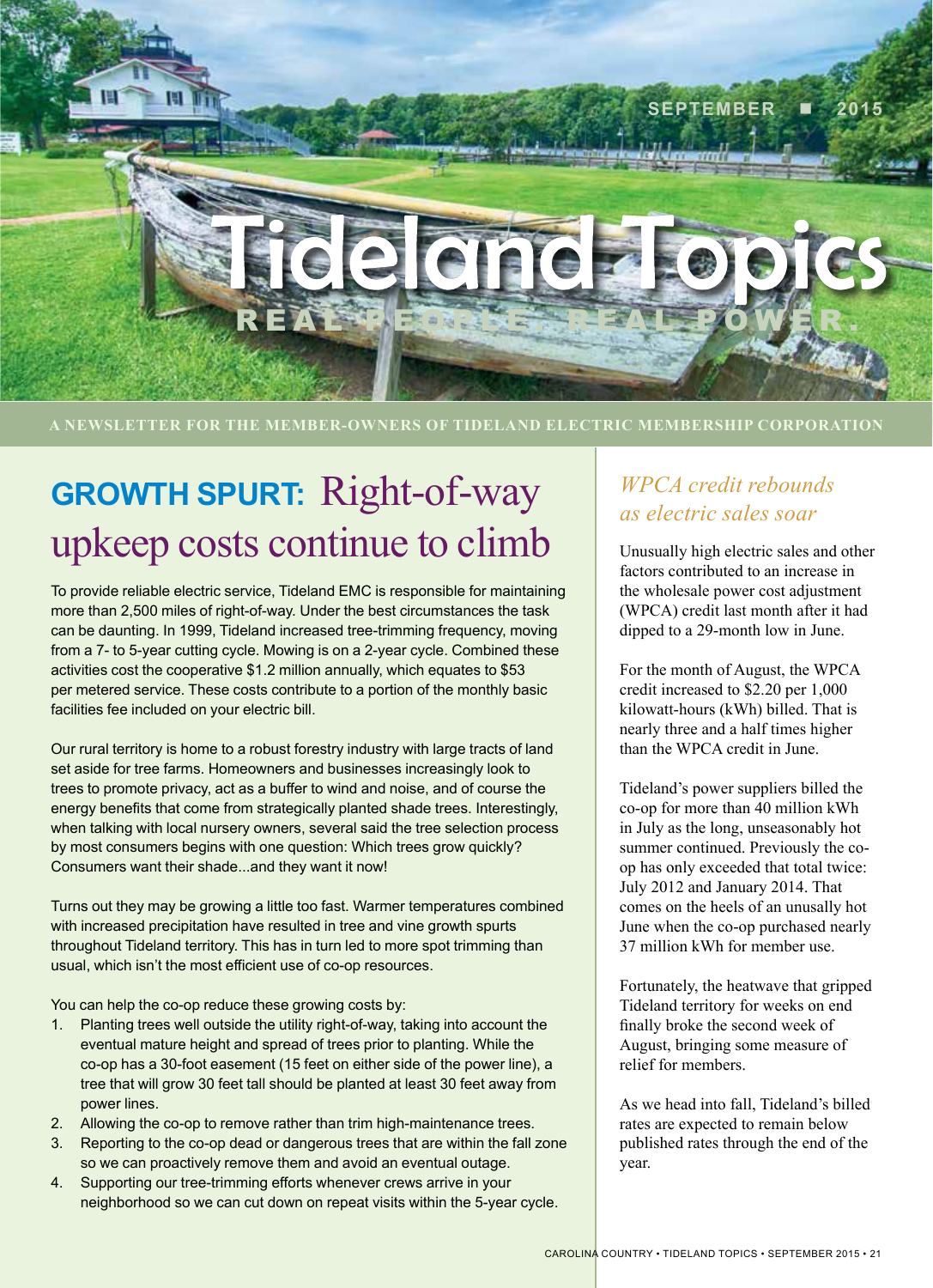SEPTEMBER ■ 2015

# Tideland Topics

REAL PEOPLE. REAL POWER.

A NEWSLETTER FOR THE MEMBER-OWNERS OF TIDELAND ELECTRIC MEMBERSHIP CORPORATION

## GROWTH SPURT: Right-of-way upkeep costs continue to climb

To provide reliable electric service, Tideland EMC is responsible for maintaining more than 2,500 miles of right-of-way. Under the best circumstances the task can be daunting. In 1999, Tideland increased tree-trimming frequency, moving from a 7- to 5-year cutting cycle. Mowing is on a 2-year cycle. Combined these activities cost the cooperative $1.2 million annually, which equates to $53 per metered service. These costs contribute to a portion of the monthly basic facilities fee included on your electric bill.

Our rural territory is home to a robust forestry industry with large tracts of land set aside for tree farms. Homeowners and businesses increasingly look to trees to promote privacy, act as a buffer to wind and noise, and of course the energy benefits that come from strategically planted shade trees. Interestingly, when talking with local nursery owners, several said the tree selection process by most consumers begins with one question: Which trees grow quickly? Consumers want their shade...and they want it now!

Turns out they may be growing a little too fast. Warmer temperatures combined with increased precipitation have resulted in tree and vine growth spurts throughout Tideland territory. This has in turn led to more spot trimming than usual, which isn't the most efficient use of co-op resources.

You can help the co-op reduce these growing costs by:

1. Planting trees well outside the utility right-of-way, taking into account the eventual mature height and spread of trees prior to planting. While the co-op has a 30-foot easement (15 feet on either side of the power line), a tree that will grow 30 feet tall should be planted at least 30 feet away from power lines.
2. Allowing the co-op to remove rather than trim high-maintenance trees.
3. Reporting to the co-op dead or dangerous trees that are within the fall zone so we can proactively remove them and avoid an eventual outage.
4. Supporting our tree-trimming efforts whenever crews arrive in your neighborhood so we can cut down on repeat visits within the 5-year cycle.

## *WPCA credit rebounds as electric sales soar*

Unusually high electric sales and other factors contributed to an increase in the wholesale power cost adjustment (WPCA) credit last month after it had dipped to a 29-month low in June.

For the month of August, the WPCA credit increased to $2.20 per 1,000 kilowatt-hours (kWh) billed. That is nearly three and a half times higher than the WPCA credit in June.

Tideland's power suppliers billed the co-op for more than 40 million kWh in July as the long, unseasonably hot summer continued. Previously the co-op has only exceeded that total twice: July 2012 and January 2014. That comes on the heels of an unusually hot June when the co-op purchased nearly 37 million kWh for member use.

Fortunately, the heatwave that gripped Tideland territory for weeks on end finally broke the second week of August, bringing some measure of relief for members.

As we head into fall, Tideland's billed rates are expected to remain below published rates through the end of the year.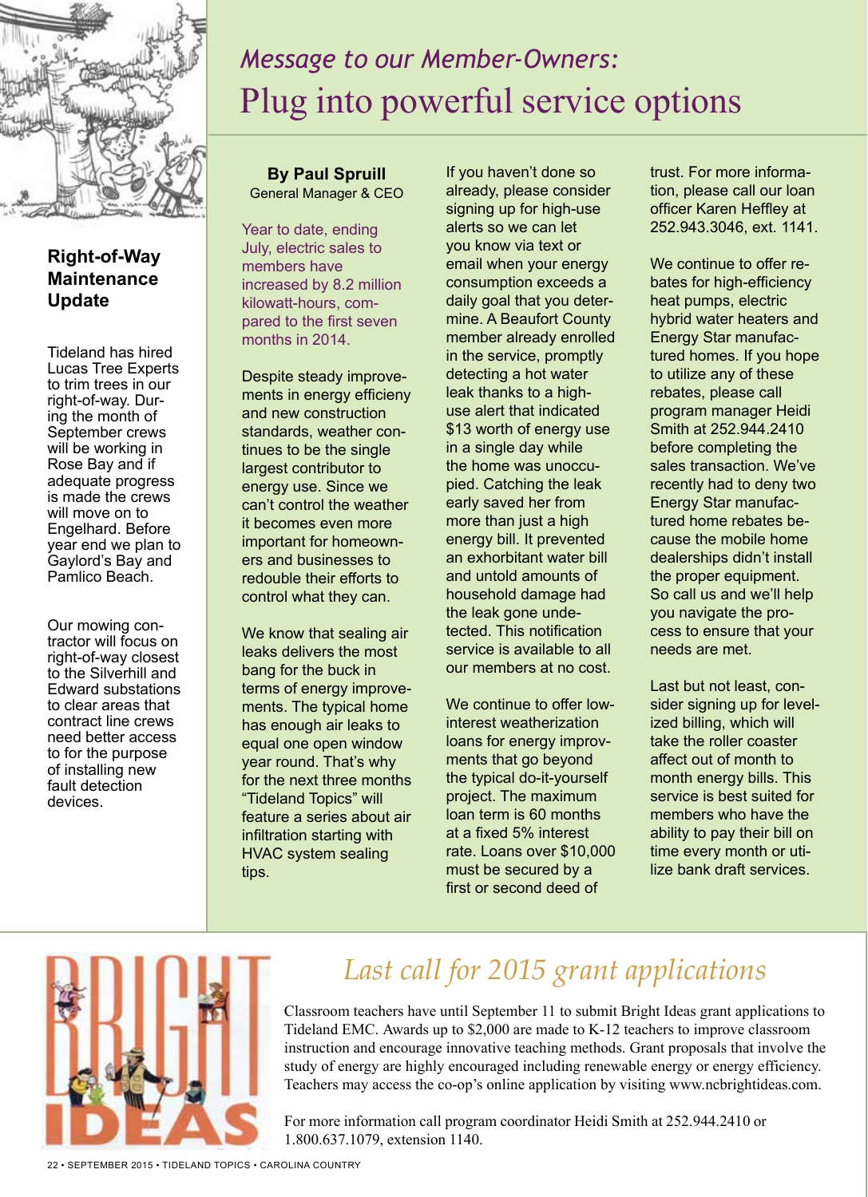## Right-of-Way Maintenance Update

Tideland has hired Lucas Tree Experts to trim trees in our right-of-way. During the month of September crews will be working in Rose Bay and if adequate progress is made the crews will move on to Engelhard. Before year end we plan to Gaylord's Bay and Pamlico Beach.

Our mowing contractor will focus on right-of-way closest to the Silverhill and Edward substations to clear areas that contract line crews need better access to for the purpose of installing new fault detection devices.

*Message to our Member-Owners:*

# Plug into powerful service options

**By Paul Spruill**
General Manager & CEO

Year to date, ending July, electric sales to members have increased by 8.2 million kilowatt-hours, compared to the first seven months in 2014.

Despite steady improvements in energy efficieny and new construction standards, weather continues to be the single largest contributor to energy use. Since we can't control the weather it becomes even more important for homeowners and businesses to redouble their efforts to control what they can.

We know that sealing air leaks delivers the most bang for the buck in terms of energy improvements. The typical home has enough air leaks to equal one open window year round. That's why for the next three months "Tideland Topics" will feature a series about air infiltration starting with HVAC system sealing tips.

If you haven't done so already, please consider signing up for high-use alerts so we can let you know via text or email when your energy consumption exceeds a daily goal that you determine. A Beaufort County member already enrolled in the service, promptly detecting a hot water leak thanks to a high-use alert that indicated $13 worth of energy use in a single day while the home was unoccupied. Catching the leak early saved her from more than just a high energy bill. It prevented an exhorbitant water bill and untold amounts of household damage had the leak gone undetected. This notification service is available to all our members at no cost.

We continue to offer low-interest weatherization loans for energy improvments that go beyond the typical do-it-yourself project. The maximum loan term is 60 months at a fixed 5% interest rate. Loans over $10,000 must be secured by a first or second deed of trust. For more information, please call our loan officer Karen Heffley at 252.943.3046, ext. 1141.

We continue to offer rebates for high-efficiency heat pumps, electric hybrid water heaters and Energy Star manufactured homes. If you hope to utilize any of these rebates, please call program manager Heidi Smith at 252.944.2410 before completing the sales transaction. We've recently had to deny two Energy Star manufactured home rebates because the mobile home dealerships didn't install the proper equipment. So call us and we'll help you navigate the process to ensure that your needs are met.

Last but not least, consider signing up for levelized billing, which will take the roller coaster affect out of month to month energy bills. This service is best suited for members who have the ability to pay their bill on time every month or utilize bank draft services.

## *Last call for 2015 grant applications*

Classroom teachers have until September 11 to submit Bright Ideas grant applications to Tideland EMC. Awards up to $2,000 are made to K-12 teachers to improve classroom instruction and encourage innovative teaching methods. Grant proposals that involve the study of energy are highly encouraged including renewable energy or energy efficiency. Teachers may access the co-op's online application by visiting www.ncbrightideas.com.

For more information call program coordinator Heidi Smith at 252.944.2410 or 1.800.637.1079, extension 1140.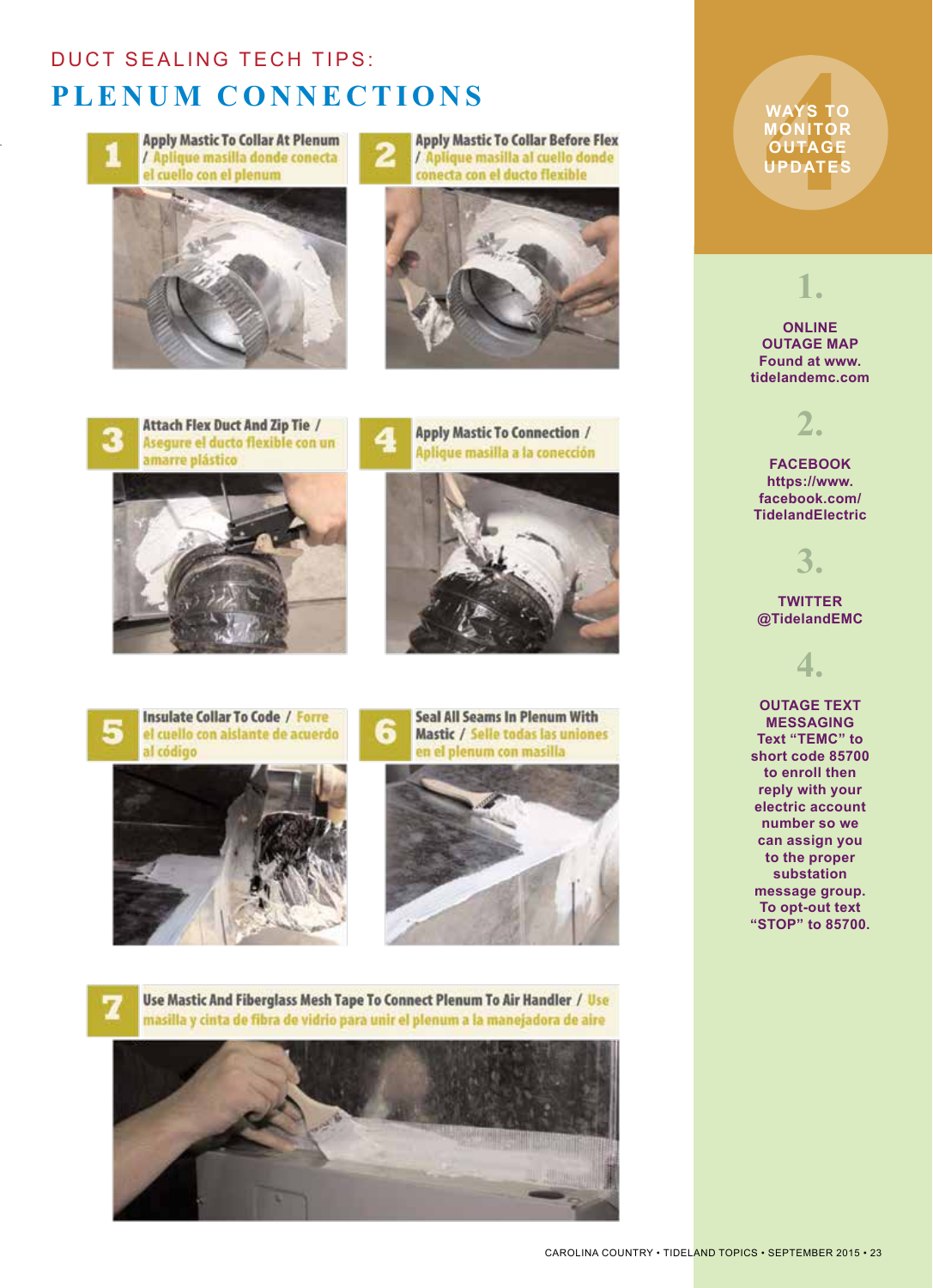DUCT SEALING TECH TIPS:

# PLENUM CONNECTIONS

**1** Apply Mastic To Collar At Plenum / Aplique masilla donde conecta el cuello con el plenum

**2** Apply Mastic To Collar Before Flex / Aplique masilla al cuello donde conecta con el ducto flexible

**3** Attach Flex Duct And Zip Tie / Asegure el ducto flexible con un amarre plástico

**4** Apply Mastic To Connection / Aplique masilla a la conección

**5** Insulate Collar To Code / Forre el cuello con aislante de acuerdo al código

**6** Seal All Seams In Plenum With Mastic / Selle todas las uniones en el plenum con masilla

**7** Use Mastic And Fiberglass Mesh Tape To Connect Plenum To Air Handler / Use masilla y cinta de fibra de vidrio para unir el plenum a la manejadora de aire

## 4 WAYS TO MONITOR OUTAGE UPDATES

**1.**

**ONLINE OUTAGE MAP**
Found at www.tidelandemc.com

**2.**

**FACEBOOK**
https://www.facebook.com/TidelandElectric

**3.**

**TWITTER**
@TidelandEMC

**4.**

**OUTAGE TEXT MESSAGING**
Text "TEMC" to short code 85700 to enroll then reply with your electric account number so we can assign you to the proper substation message group. To opt-out text "STOP" to 85700.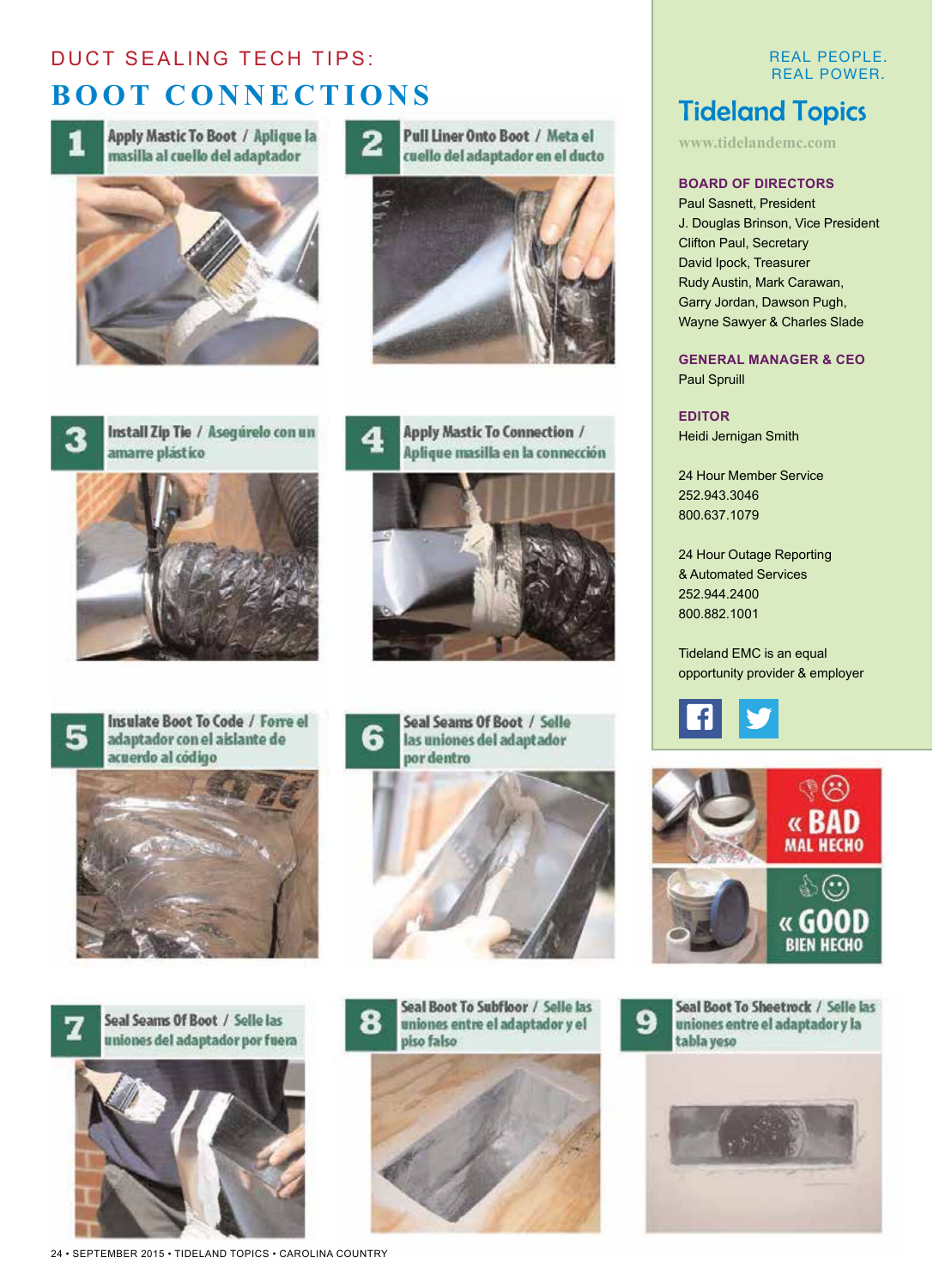## DUCT SEALING TECH TIPS:

# BOOT CONNECTIONS

**1** Apply Mastic To Boot / Aplique la masilla al cuello del adaptador

**2** Pull Liner Onto Boot / Meta el cuello del adaptador en el ducto

**3** Install Zip Tie / Asegúrelo con un amarre plástico

**4** Apply Mastic To Connection / Aplique masilla en la connección

**5** Insulate Boot To Code / Forre el adaptador con el aislante de acuerdo al código

**6** Seal Seams Of Boot / Selle las uniones del adaptador por dentro

**7** Seal Seams Of Boot / Selle las uniones del adaptador por fuera

**8** Seal Boot To Subfloor / Selle las uniones entre el adaptador y el piso falso

**9** Seal Boot To Sheetrock / Selle las uniones entre el adaptador y la tabla yeso

« BAD MAL HECHO

« GOOD BIEN HECHO

REAL PEOPLE.
REAL POWER.

## Tideland Topics

www.tidelandemc.com

**BOARD OF DIRECTORS**
Paul Sasnett, President
J. Douglas Brinson, Vice President
Clifton Paul, Secretary
David Ipock, Treasurer
Rudy Austin, Mark Carawan,
Garry Jordan, Dawson Pugh,
Wayne Sawyer & Charles Slade

**GENERAL MANAGER & CEO**
Paul Spruill

**EDITOR**
Heidi Jernigan Smith

24 Hour Member Service
252.943.3046
800.637.1079

24 Hour Outage Reporting
& Automated Services
252.944.2400
800.882.1001

Tideland EMC is an equal
opportunity provider & employer